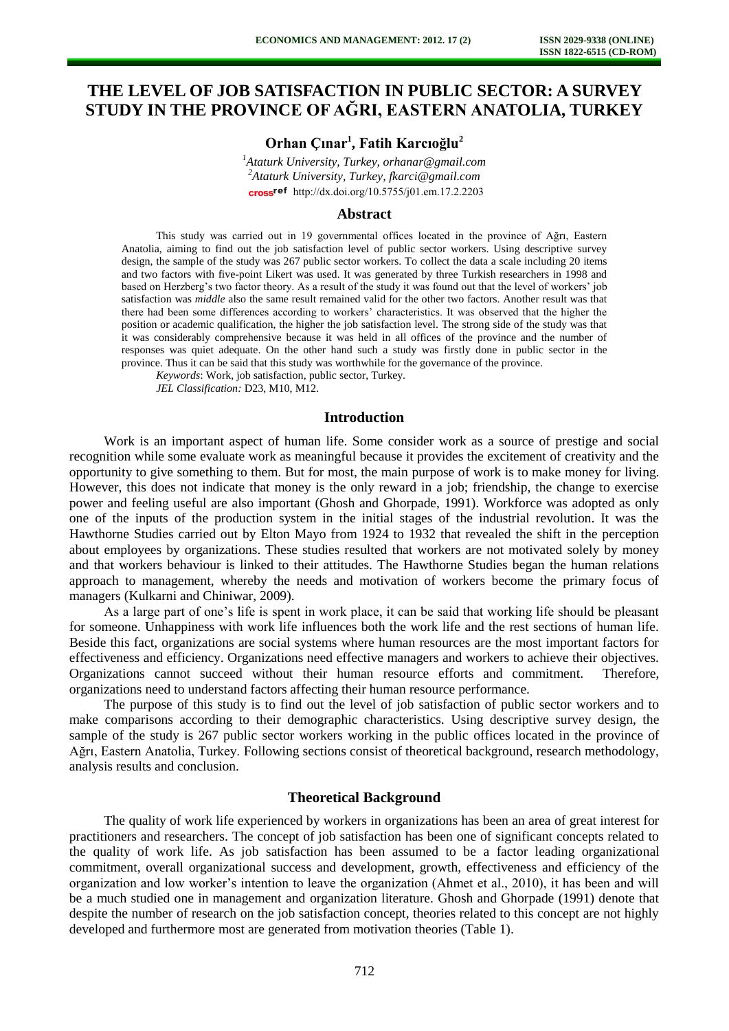# THE LEVEL OF JOB SATISFACTION IN PUBLIC SECTOR: A SURVEY STUDY IN THE PROVINCE OF AĞRI, EASTERN ANATOLIA, TURKEY

**Orhan Çınar[1], Fatih Karcıoğlu[2]**

[1]*Ataturk University, Turkey, orhanar@gmail.com*
[2]*Ataturk University, Turkey, fkarci@gmail.com*
http://dx.doi.org/10.5755/j01.em.17.2.2203

## Abstract

This study was carried out in 19 governmental offices located in the province of Ağrı, Eastern Anatolia, aiming to find out the job satisfaction level of public sector workers. Using descriptive survey design, the sample of the study was 267 public sector workers. To collect the data a scale including 20 items and two factors with five-point Likert was used. It was generated by three Turkish researchers in 1998 and based on Herzberg's two factor theory. As a result of the study it was found out that the level of workers' job satisfaction was *middle* also the same result remained valid for the other two factors. Another result was that there had been some differences according to workers' characteristics. It was observed that the higher the position or academic qualification, the higher the job satisfaction level. The strong side of the study was that it was considerably comprehensive because it was held in all offices of the province and the number of responses was quiet adequate. On the other hand such a study was firstly done in public sector in the province. Thus it can be said that this study was worthwhile for the governance of the province.

*Keywords*: Work, job satisfaction, public sector, Turkey.

*JEL Classification:* D23, M10, M12.

## Introduction

Work is an important aspect of human life. Some consider work as a source of prestige and social recognition while some evaluate work as meaningful because it provides the excitement of creativity and the opportunity to give something to them. But for most, the main purpose of work is to make money for living. However, this does not indicate that money is the only reward in a job; friendship, the change to exercise power and feeling useful are also important (Ghosh and Ghorpade, 1991). Workforce was adopted as only one of the inputs of the production system in the initial stages of the industrial revolution. It was the Hawthorne Studies carried out by Elton Mayo from 1924 to 1932 that revealed the shift in the perception about employees by organizations. These studies resulted that workers are not motivated solely by money and that workers behaviour is linked to their attitudes. The Hawthorne Studies began the human relations approach to management, whereby the needs and motivation of workers become the primary focus of managers (Kulkarni and Chiniwar, 2009).

As a large part of one's life is spent in work place, it can be said that working life should be pleasant for someone. Unhappiness with work life influences both the work life and the rest sections of human life. Beside this fact, organizations are social systems where human resources are the most important factors for effectiveness and efficiency. Organizations need effective managers and workers to achieve their objectives. Organizations cannot succeed without their human resource efforts and commitment. Therefore, organizations need to understand factors affecting their human resource performance.

The purpose of this study is to find out the level of job satisfaction of public sector workers and to make comparisons according to their demographic characteristics. Using descriptive survey design, the sample of the study is 267 public sector workers working in the public offices located in the province of Ağrı, Eastern Anatolia, Turkey. Following sections consist of theoretical background, research methodology, analysis results and conclusion.

## Theoretical Background

The quality of work life experienced by workers in organizations has been an area of great interest for practitioners and researchers. The concept of job satisfaction has been one of significant concepts related to the quality of work life. As job satisfaction has been assumed to be a factor leading organizational commitment, overall organizational success and development, growth, effectiveness and efficiency of the organization and low worker's intention to leave the organization (Ahmet et al., 2010), it has been and will be a much studied one in management and organization literature. Ghosh and Ghorpade (1991) denote that despite the number of research on the job satisfaction concept, theories related to this concept are not highly developed and furthermore most are generated from motivation theories (Table 1).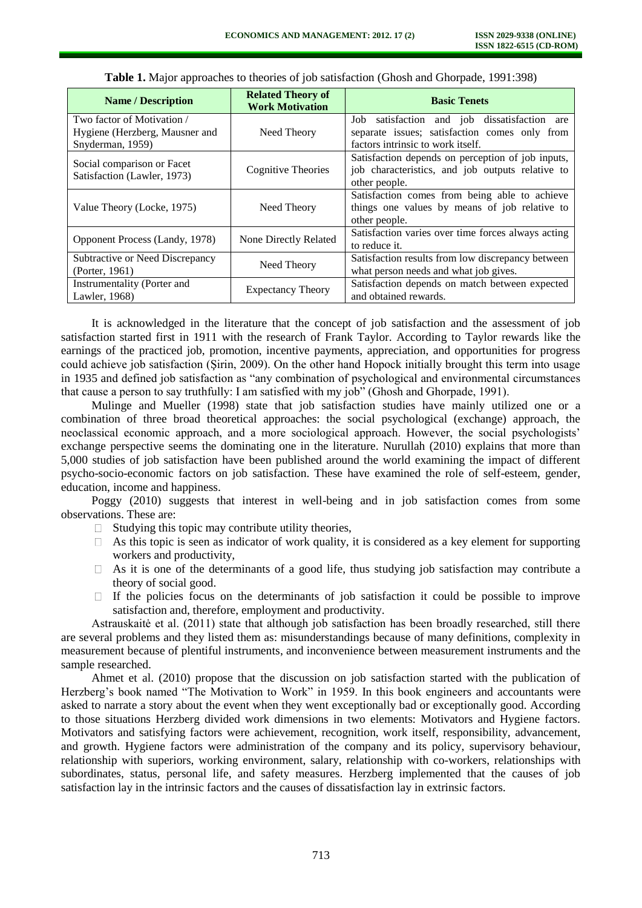**Table 1.** Major approaches to theories of job satisfaction (Ghosh and Ghorpade, 1991:398)

| Name / Description | Related Theory of Work Motivation | Basic Tenets |
|---|---|---|
| Two factor of Motivation / Hygiene (Herzberg, Mausner and Snyderman, 1959) | Need Theory | Job satisfaction and job dissatisfaction are separate issues; satisfaction comes only from factors intrinsic to work itself. |
| Social comparison or Facet Satisfaction (Lawler, 1973) | Cognitive Theories | Satisfaction depends on perception of job inputs, job characteristics, and job outputs relative to other people. |
| Value Theory (Locke, 1975) | Need Theory | Satisfaction comes from being able to achieve things one values by means of job relative to other people. |
| Opponent Process (Landy, 1978) | None Directly Related | Satisfaction varies over time forces always acting to reduce it. |
| Subtractive or Need Discrepancy (Porter, 1961) | Need Theory | Satisfaction results from low discrepancy between what person needs and what job gives. |
| Instrumentality (Porter and Lawler, 1968) | Expectancy Theory | Satisfaction depends on match between expected and obtained rewards. |

It is acknowledged in the literature that the concept of job satisfaction and the assessment of job satisfaction started first in 1911 with the research of Frank Taylor. According to Taylor rewards like the earnings of the practiced job, promotion, incentive payments, appreciation, and opportunities for progress could achieve job satisfaction (Şirin, 2009). On the other hand Hopock initially brought this term into usage in 1935 and defined job satisfaction as "any combination of psychological and environmental circumstances that cause a person to say truthfully: I am satisfied with my job" (Ghosh and Ghorpade, 1991).

Mulinge and Mueller (1998) state that job satisfaction studies have mainly utilized one or a combination of three broad theoretical approaches: the social psychological (exchange) approach, the neoclassical economic approach, and a more sociological approach. However, the social psychologists' exchange perspective seems the dominating one in the literature. Nurullah (2010) explains that more than 5,000 studies of job satisfaction have been published around the world examining the impact of different psycho-socio-economic factors on job satisfaction. These have examined the role of self-esteem, gender, education, income and happiness.

Poggy (2010) suggests that interest in well-being and in job satisfaction comes from some observations. These are:

- Studying this topic may contribute utility theories,
- As this topic is seen as indicator of work quality, it is considered as a key element for supporting workers and productivity,
- As it is one of the determinants of a good life, thus studying job satisfaction may contribute a theory of social good.
- If the policies focus on the determinants of job satisfaction it could be possible to improve satisfaction and, therefore, employment and productivity.

Astrauskaitė et al. (2011) state that although job satisfaction has been broadly researched, still there are several problems and they listed them as: misunderstandings because of many definitions, complexity in measurement because of plentiful instruments, and inconvenience between measurement instruments and the sample researched.

Ahmet et al. (2010) propose that the discussion on job satisfaction started with the publication of Herzberg's book named "The Motivation to Work" in 1959. In this book engineers and accountants were asked to narrate a story about the event when they went exceptionally bad or exceptionally good. According to those situations Herzberg divided work dimensions in two elements: Motivators and Hygiene factors. Motivators and satisfying factors were achievement, recognition, work itself, responsibility, advancement, and growth. Hygiene factors were administration of the company and its policy, supervisory behaviour, relationship with superiors, working environment, salary, relationship with co-workers, relationships with subordinates, status, personal life, and safety measures. Herzberg implemented that the causes of job satisfaction lay in the intrinsic factors and the causes of dissatisfaction lay in extrinsic factors.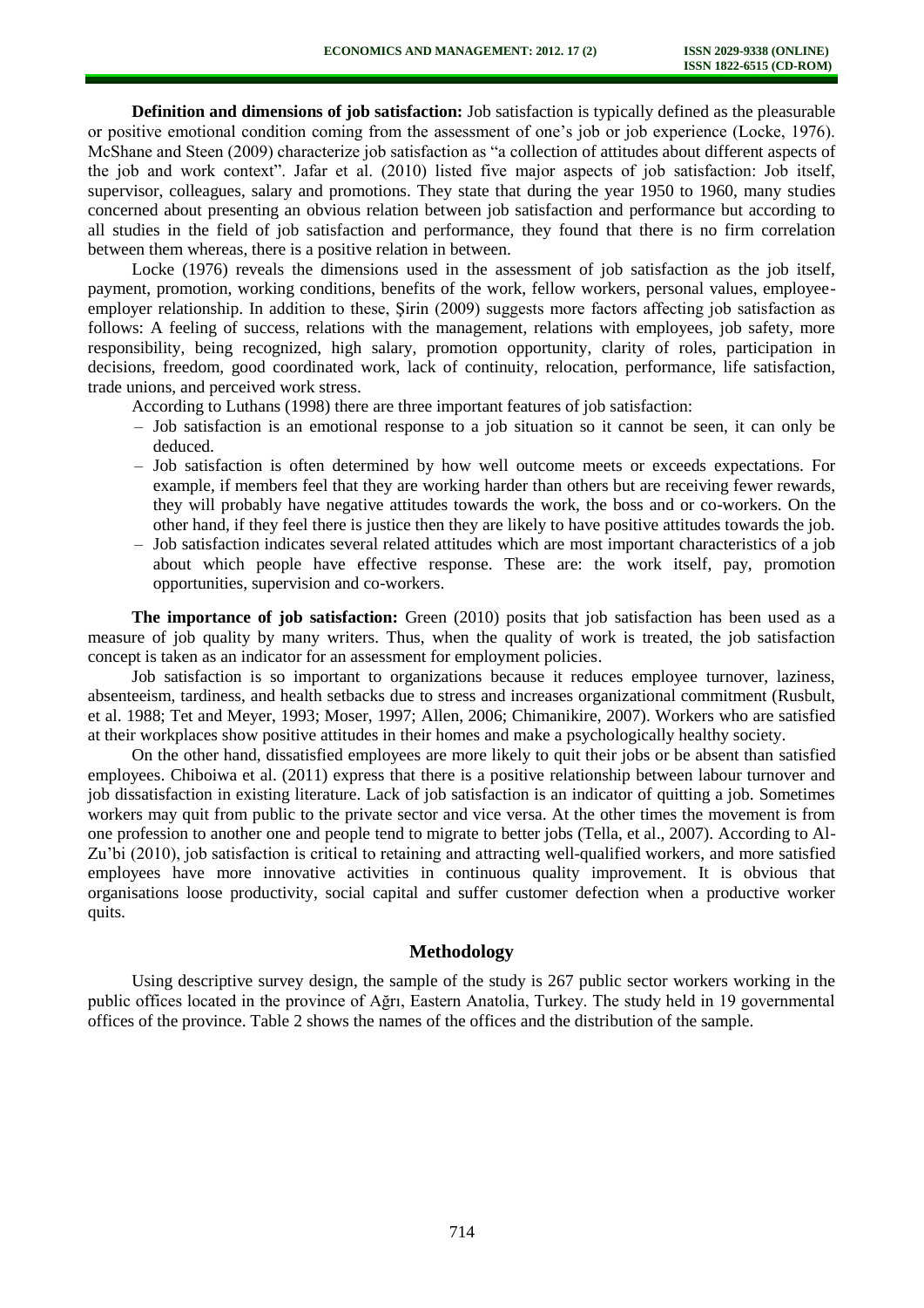**Definition and dimensions of job satisfaction:** Job satisfaction is typically defined as the pleasurable or positive emotional condition coming from the assessment of one's job or job experience (Locke, 1976). McShane and Steen (2009) characterize job satisfaction as "a collection of attitudes about different aspects of the job and work context". Jafar et al. (2010) listed five major aspects of job satisfaction: Job itself, supervisor, colleagues, salary and promotions. They state that during the year 1950 to 1960, many studies concerned about presenting an obvious relation between job satisfaction and performance but according to all studies in the field of job satisfaction and performance, they found that there is no firm correlation between them whereas, there is a positive relation in between.

Locke (1976) reveals the dimensions used in the assessment of job satisfaction as the job itself, payment, promotion, working conditions, benefits of the work, fellow workers, personal values, employee-employer relationship. In addition to these, Şirin (2009) suggests more factors affecting job satisfaction as follows: A feeling of success, relations with the management, relations with employees, job safety, more responsibility, being recognized, high salary, promotion opportunity, clarity of roles, participation in decisions, freedom, good coordinated work, lack of continuity, relocation, performance, life satisfaction, trade unions, and perceived work stress.

According to Luthans (1998) there are three important features of job satisfaction:

- Job satisfaction is an emotional response to a job situation so it cannot be seen, it can only be deduced.
- Job satisfaction is often determined by how well outcome meets or exceeds expectations. For example, if members feel that they are working harder than others but are receiving fewer rewards, they will probably have negative attitudes towards the work, the boss and or co-workers. On the other hand, if they feel there is justice then they are likely to have positive attitudes towards the job.
- Job satisfaction indicates several related attitudes which are most important characteristics of a job about which people have effective response. These are: the work itself, pay, promotion opportunities, supervision and co-workers.

**The importance of job satisfaction:** Green (2010) posits that job satisfaction has been used as a measure of job quality by many writers. Thus, when the quality of work is treated, the job satisfaction concept is taken as an indicator for an assessment for employment policies.

Job satisfaction is so important to organizations because it reduces employee turnover, laziness, absenteeism, tardiness, and health setbacks due to stress and increases organizational commitment (Rusbult, et al. 1988; Tet and Meyer, 1993; Moser, 1997; Allen, 2006; Chimanikire, 2007). Workers who are satisfied at their workplaces show positive attitudes in their homes and make a psychologically healthy society.

On the other hand, dissatisfied employees are more likely to quit their jobs or be absent than satisfied employees. Chiboiwa et al. (2011) express that there is a positive relationship between labour turnover and job dissatisfaction in existing literature. Lack of job satisfaction is an indicator of quitting a job. Sometimes workers may quit from public to the private sector and vice versa. At the other times the movement is from one profession to another one and people tend to migrate to better jobs (Tella, et al., 2007). According to Al-Zu'bi (2010), job satisfaction is critical to retaining and attracting well-qualified workers, and more satisfied employees have more innovative activities in continuous quality improvement. It is obvious that organisations loose productivity, social capital and suffer customer defection when a productive worker quits.

## Methodology

Using descriptive survey design, the sample of the study is 267 public sector workers working in the public offices located in the province of Ağrı, Eastern Anatolia, Turkey. The study held in 19 governmental offices of the province. Table 2 shows the names of the offices and the distribution of the sample.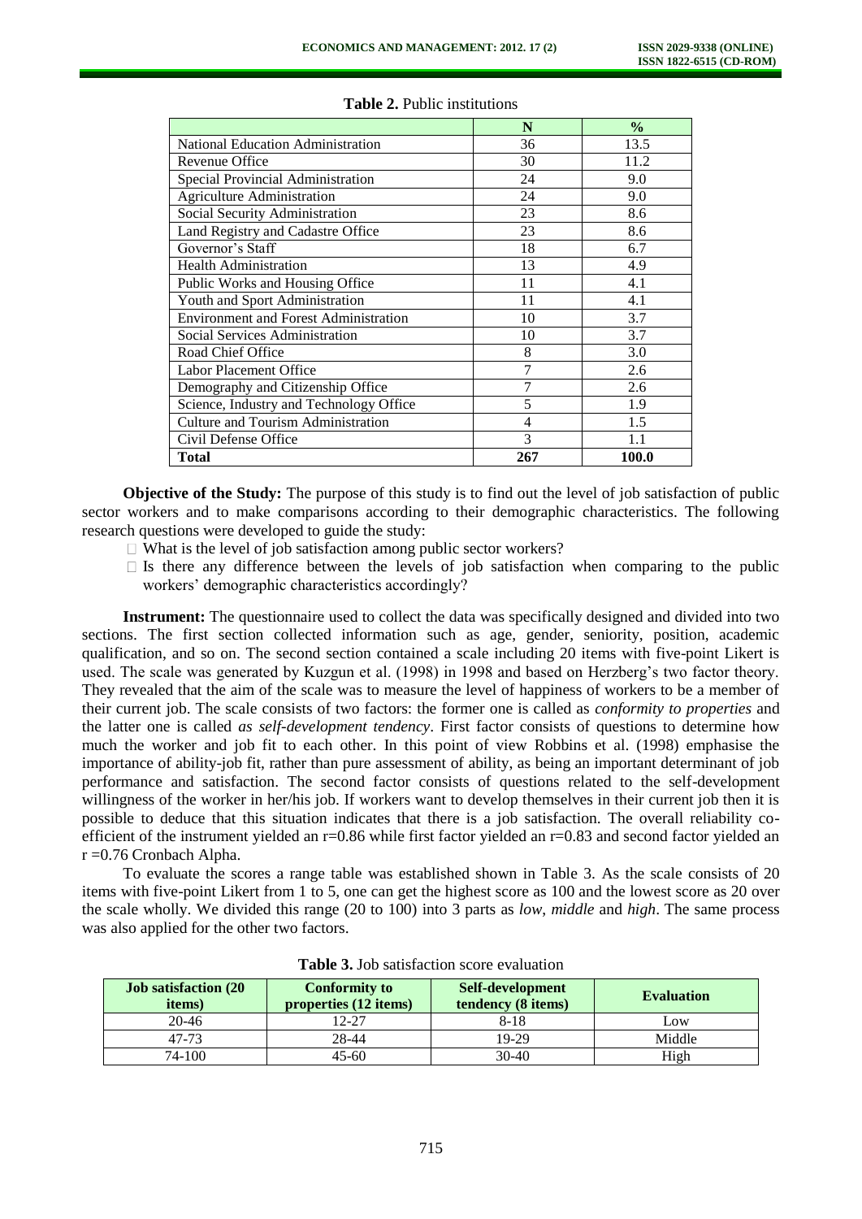**Table 2.** Public institutions

| | N | % |
|---|---|---|
| National Education Administration | 36 | 13.5 |
| Revenue Office | 30 | 11.2 |
| Special Provincial Administration | 24 | 9.0 |
| Agriculture Administration | 24 | 9.0 |
| Social Security Administration | 23 | 8.6 |
| Land Registry and Cadastre Office | 23 | 8.6 |
| Governor's Staff | 18 | 6.7 |
| Health Administration | 13 | 4.9 |
| Public Works and Housing Office | 11 | 4.1 |
| Youth and Sport Administration | 11 | 4.1 |
| Environment and Forest Administration | 10 | 3.7 |
| Social Services Administration | 10 | 3.7 |
| Road Chief Office | 8 | 3.0 |
| Labor Placement Office | 7 | 2.6 |
| Demography and Citizenship Office | 7 | 2.6 |
| Science, Industry and Technology Office | 5 | 1.9 |
| Culture and Tourism Administration | 4 | 1.5 |
| Civil Defense Office | 3 | 1.1 |
| **Total** | **267** | **100.0** |

**Objective of the Study:** The purpose of this study is to find out the level of job satisfaction of public sector workers and to make comparisons according to their demographic characteristics. The following research questions were developed to guide the study:

- What is the level of job satisfaction among public sector workers?
- Is there any difference between the levels of job satisfaction when comparing to the public workers' demographic characteristics accordingly?

**Instrument:** The questionnaire used to collect the data was specifically designed and divided into two sections. The first section collected information such as age, gender, seniority, position, academic qualification, and so on. The second section contained a scale including 20 items with five-point Likert is used. The scale was generated by Kuzgun et al. (1998) in 1998 and based on Herzberg's two factor theory. They revealed that the aim of the scale was to measure the level of happiness of workers to be a member of their current job. The scale consists of two factors: the former one is called as *conformity to properties* and the latter one is called *as self-development tendency*. First factor consists of questions to determine how much the worker and job fit to each other. In this point of view Robbins et al. (1998) emphasise the importance of ability-job fit, rather than pure assessment of ability, as being an important determinant of job performance and satisfaction. The second factor consists of questions related to the self-development willingness of the worker in her/his job. If workers want to develop themselves in their current job then it is possible to deduce that this situation indicates that there is a job satisfaction. The overall reliability co-efficient of the instrument yielded an r=0.86 while first factor yielded an r=0.83 and second factor yielded an r =0.76 Cronbach Alpha.

To evaluate the scores a range table was established shown in Table 3. As the scale consists of 20 items with five-point Likert from 1 to 5, one can get the highest score as 100 and the lowest score as 20 over the scale wholly. We divided this range (20 to 100) into 3 parts as *low*, *middle* and *high*. The same process was also applied for the other two factors.

**Table 3.** Job satisfaction score evaluation

| Job satisfaction (20 items) | Conformity to properties (12 items) | Self-development tendency (8 items) | Evaluation |
|---|---|---|---|
| 20-46 | 12-27 | 8-18 | Low |
| 47-73 | 28-44 | 19-29 | Middle |
| 74-100 | 45-60 | 30-40 | High |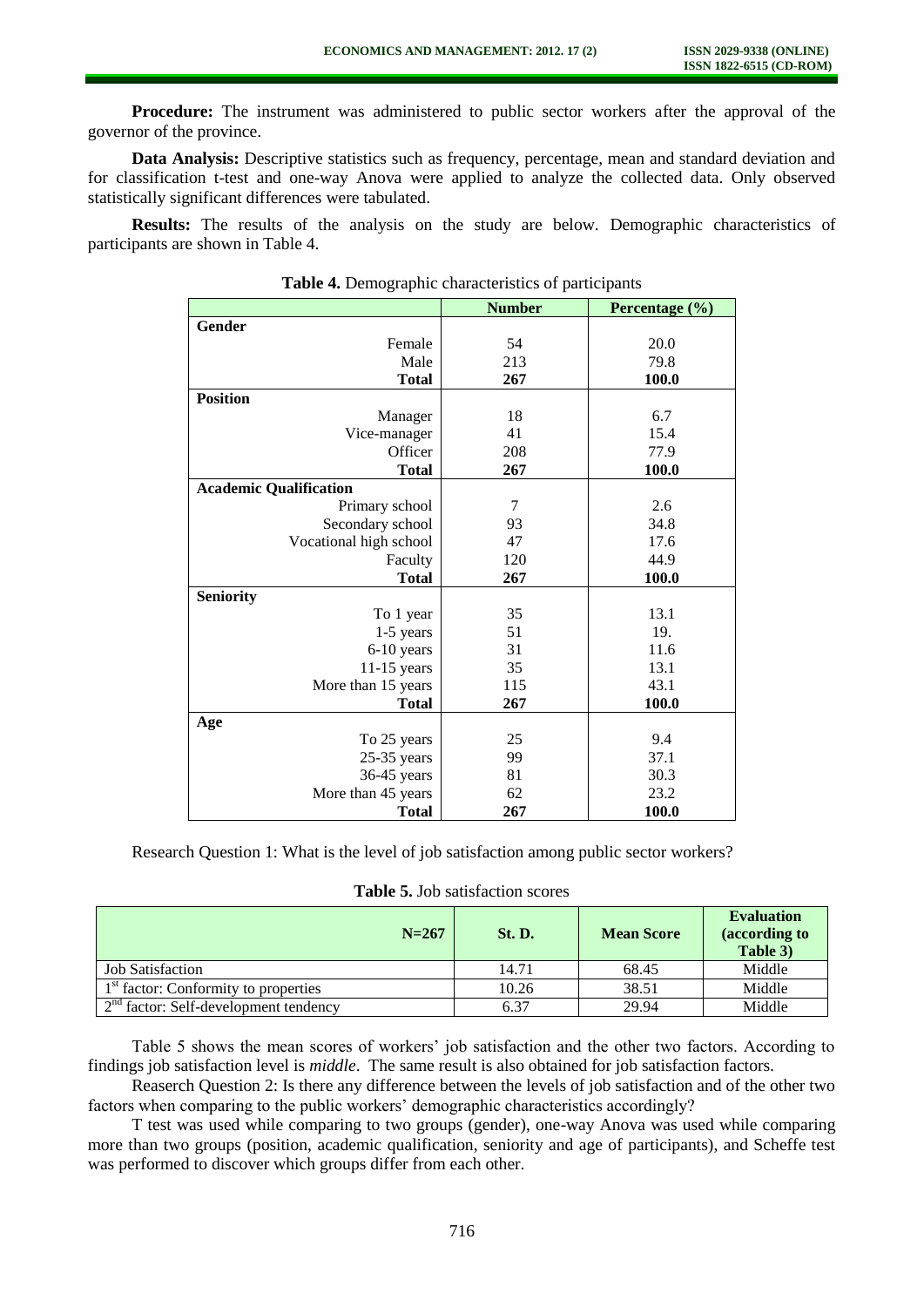**Procedure:** The instrument was administered to public sector workers after the approval of the governor of the province.

**Data Analysis:** Descriptive statistics such as frequency, percentage, mean and standard deviation and for classification t-test and one-way Anova were applied to analyze the collected data. Only observed statistically significant differences were tabulated.

**Results:** The results of the analysis on the study are below. Demographic characteristics of participants are shown in Table 4.

**Table 4.** Demographic characteristics of participants

| | **Number** | **Percentage (%)** |
|---|---|---|
| **Gender** | | |
| Female | 54 | 20.0 |
| Male | 213 | 79.8 |
| **Total** | **267** | **100.0** |
| **Position** | | |
| Manager | 18 | 6.7 |
| Vice-manager | 41 | 15.4 |
| Officer | 208 | 77.9 |
| **Total** | **267** | **100.0** |
| **Academic Qualification** | | |
| Primary school | 7 | 2.6 |
| Secondary school | 93 | 34.8 |
| Vocational high school | 47 | 17.6 |
| Faculty | 120 | 44.9 |
| **Total** | **267** | **100.0** |
| **Seniority** | | |
| To 1 year | 35 | 13.1 |
| 1-5 years | 51 | 19. |
| 6-10 years | 31 | 11.6 |
| 11-15 years | 35 | 13.1 |
| More than 15 years | 115 | 43.1 |
| **Total** | **267** | **100.0** |
| **Age** | | |
| To 25 years | 25 | 9.4 |
| 25-35 years | 99 | 37.1 |
| 36-45 years | 81 | 30.3 |
| More than 45 years | 62 | 23.2 |
| **Total** | **267** | **100.0** |

Research Question 1: What is the level of job satisfaction among public sector workers?

**Table 5.** Job satisfaction scores

| **N=267** | **St. D.** | **Mean Score** | **Evaluation (according to Table 3)** |
|---|---|---|---|
| Job Satisfaction | 14.71 | 68.45 | Middle |
| 1st factor: Conformity to properties | 10.26 | 38.51 | Middle |
| 2nd factor: Self-development tendency | 6.37 | 29.94 | Middle |

Table 5 shows the mean scores of workers' job satisfaction and the other two factors. According to findings job satisfaction level is *middle*. The same result is also obtained for job satisfaction factors.

Reaserch Question 2: Is there any difference between the levels of job satisfaction and of the other two factors when comparing to the public workers' demographic characteristics accordingly?

T test was used while comparing to two groups (gender), one-way Anova was used while comparing more than two groups (position, academic qualification, seniority and age of participants), and Scheffe test was performed to discover which groups differ from each other.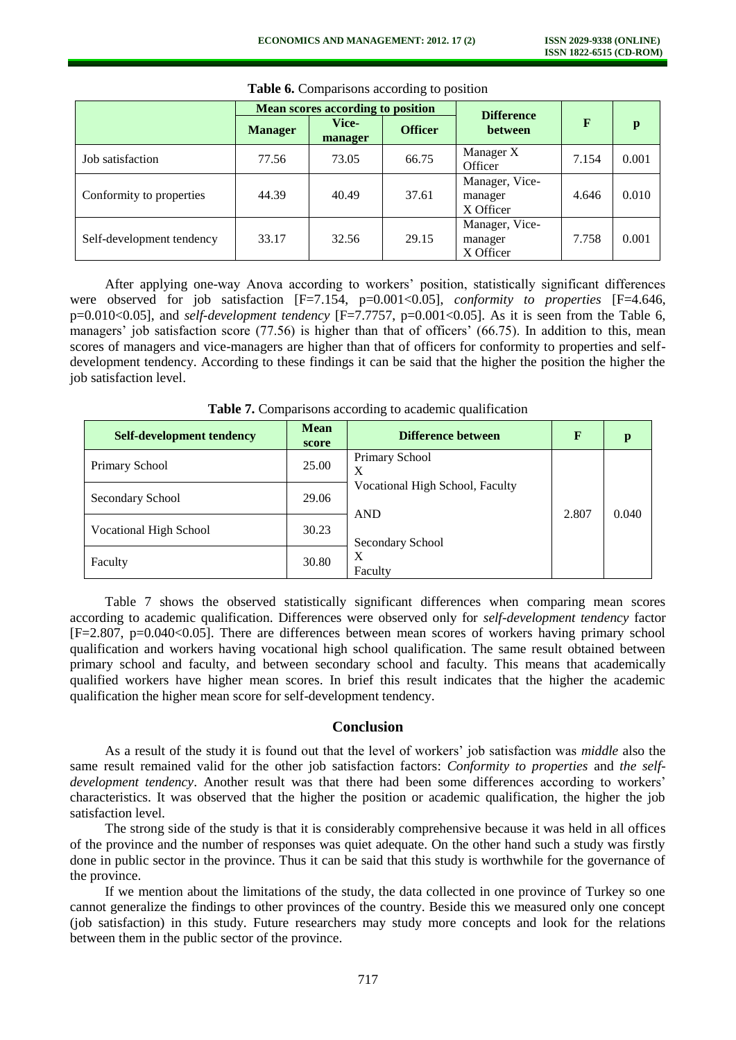**Table 6.** Comparisons according to position

| | Mean scores according to position | | | Difference between | F | p |
|---|---|---|---|---|---|---|
| | **Manager** | **Vice-manager** | **Officer** | | | |
| Job satisfaction | 77.56 | 73.05 | 66.75 | Manager X Officer | 7.154 | 0.001 |
| Conformity to properties | 44.39 | 40.49 | 37.61 | Manager, Vice-manager X Officer | 4.646 | 0.010 |
| Self-development tendency | 33.17 | 32.56 | 29.15 | Manager, Vice-manager X Officer | 7.758 | 0.001 |

After applying one-way Anova according to workers' position, statistically significant differences were observed for job satisfaction [$F=7.154$, $p=0.001<0.05$], *conformity to properties* [$F=4.646$, $p=0.010<0.05$], and *self-development tendency* [$F=7.7757$, $p=0.001<0.05$]. As it is seen from the Table 6, managers' job satisfaction score (77.56) is higher than that of officers' (66.75). In addition to this, mean scores of managers and vice-managers are higher than that of officers for conformity to properties and self-development tendency. According to these findings it can be said that the higher the position the higher the job satisfaction level.

**Table 7.** Comparisons according to academic qualification

| Self-development tendency | Mean score | Difference between | F | p |
|---|---|---|---|---|
| Primary School | 25.00 | Primary School X Vocational High School, Faculty AND Secondary School X Faculty | 2.807 | 0.040 |
| Secondary School | 29.06 | | | |
| Vocational High School | 30.23 | | | |
| Faculty | 30.80 | | | |

Table 7 shows the observed statistically significant differences when comparing mean scores according to academic qualification. Differences were observed only for *self-development tendency* factor [$F=2.807$, $p=0.040<0.05$]. There are differences between mean scores of workers having primary school qualification and workers having vocational high school qualification. The same result obtained between primary school and faculty, and between secondary school and faculty. This means that academically qualified workers have higher mean scores. In brief this result indicates that the higher the academic qualification the higher mean score for self-development tendency.

## Conclusion

As a result of the study it is found out that the level of workers' job satisfaction was *middle* also the same result remained valid for the other job satisfaction factors: *Conformity to properties* and *the self-development tendency*. Another result was that there had been some differences according to workers' characteristics. It was observed that the higher the position or academic qualification, the higher the job satisfaction level.

The strong side of the study is that it is considerably comprehensive because it was held in all offices of the province and the number of responses was quiet adequate. On the other hand such a study was firstly done in public sector in the province. Thus it can be said that this study is worthwhile for the governance of the province.

If we mention about the limitations of the study, the data collected in one province of Turkey so one cannot generalize the findings to other provinces of the country. Beside this we measured only one concept (job satisfaction) in this study. Future researchers may study more concepts and look for the relations between them in the public sector of the province.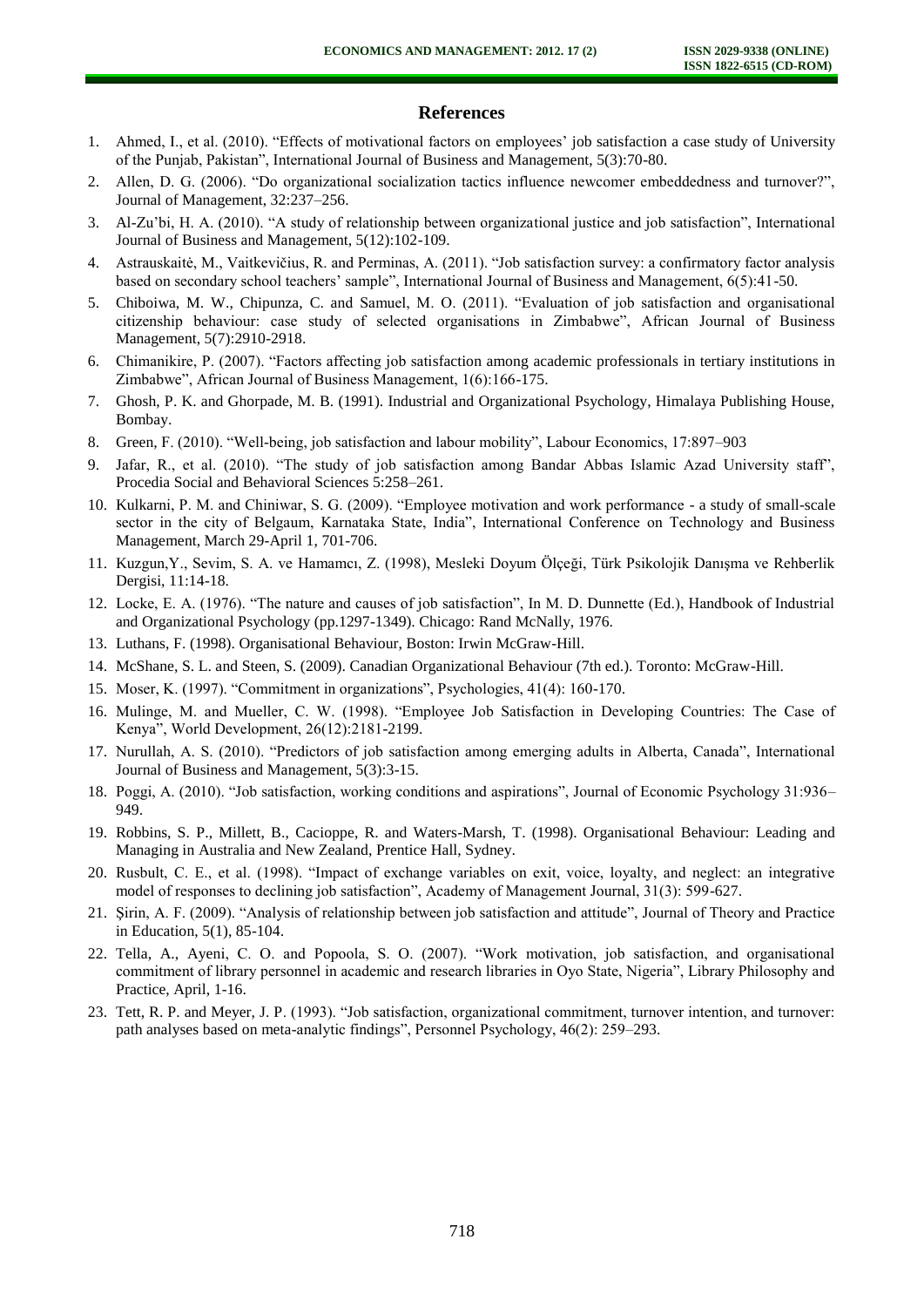## References

1. Ahmed, I., et al. (2010). "Effects of motivational factors on employees' job satisfaction a case study of University of the Punjab, Pakistan", International Journal of Business and Management, 5(3):70-80.
2. Allen, D. G. (2006). "Do organizational socialization tactics influence newcomer embeddedness and turnover?", Journal of Management, 32:237–256.
3. Al-Zu'bi, H. A. (2010). "A study of relationship between organizational justice and job satisfaction", International Journal of Business and Management, 5(12):102-109.
4. Astrauskaitė, M., Vaitkevičius, R. and Perminas, A. (2011). "Job satisfaction survey: a confirmatory factor analysis based on secondary school teachers' sample", International Journal of Business and Management, 6(5):41-50.
5. Chiboiwa, M. W., Chipunza, C. and Samuel, M. O. (2011). "Evaluation of job satisfaction and organisational citizenship behaviour: case study of selected organisations in Zimbabwe", African Journal of Business Management, 5(7):2910-2918.
6. Chimanikire, P. (2007). "Factors affecting job satisfaction among academic professionals in tertiary institutions in Zimbabwe", African Journal of Business Management, 1(6):166-175.
7. Ghosh, P. K. and Ghorpade, M. B. (1991). Industrial and Organizational Psychology, Himalaya Publishing House, Bombay.
8. Green, F. (2010). "Well-being, job satisfaction and labour mobility", Labour Economics, 17:897–903
9. Jafar, R., et al. (2010). "The study of job satisfaction among Bandar Abbas Islamic Azad University staff", Procedia Social and Behavioral Sciences 5:258–261.
10. Kulkarni, P. M. and Chiniwar, S. G. (2009). "Employee motivation and work performance - a study of small-scale sector in the city of Belgaum, Karnataka State, India", International Conference on Technology and Business Management, March 29-April 1, 701-706.
11. Kuzgun,Y., Sevim, S. A. ve Hamamcı, Z. (1998), Mesleki Doyum Ölçeği, Türk Psikolojik Danışma ve Rehberlik Dergisi, 11:14-18.
12. Locke, E. A. (1976). "The nature and causes of job satisfaction", In M. D. Dunnette (Ed.), Handbook of Industrial and Organizational Psychology (pp.1297-1349). Chicago: Rand McNally, 1976.
13. Luthans, F. (1998). Organisational Behaviour, Boston: Irwin McGraw-Hill.
14. McShane, S. L. and Steen, S. (2009). Canadian Organizational Behaviour (7th ed.). Toronto: McGraw-Hill.
15. Moser, K. (1997). "Commitment in organizations", Psychologies, 41(4): 160-170.
16. Mulinge, M. and Mueller, C. W. (1998). "Employee Job Satisfaction in Developing Countries: The Case of Kenya", World Development, 26(12):2181-2199.
17. Nurullah, A. S. (2010). "Predictors of job satisfaction among emerging adults in Alberta, Canada", International Journal of Business and Management, 5(3):3-15.
18. Poggi, A. (2010). "Job satisfaction, working conditions and aspirations", Journal of Economic Psychology 31:936–949.
19. Robbins, S. P., Millett, B., Cacioppe, R. and Waters-Marsh, T. (1998). Organisational Behaviour: Leading and Managing in Australia and New Zealand, Prentice Hall, Sydney.
20. Rusbult, C. E., et al. (1998). "Impact of exchange variables on exit, voice, loyalty, and neglect: an integrative model of responses to declining job satisfaction", Academy of Management Journal, 31(3): 599-627.
21. Şirin, A. F. (2009). "Analysis of relationship between job satisfaction and attitude", Journal of Theory and Practice in Education, 5(1), 85-104.
22. Tella, A., Ayeni, C. O. and Popoola, S. O. (2007). "Work motivation, job satisfaction, and organisational commitment of library personnel in academic and research libraries in Oyo State, Nigeria", Library Philosophy and Practice, April, 1-16.
23. Tett, R. P. and Meyer, J. P. (1993). "Job satisfaction, organizational commitment, turnover intention, and turnover: path analyses based on meta-analytic findings", Personnel Psychology, 46(2): 259–293.